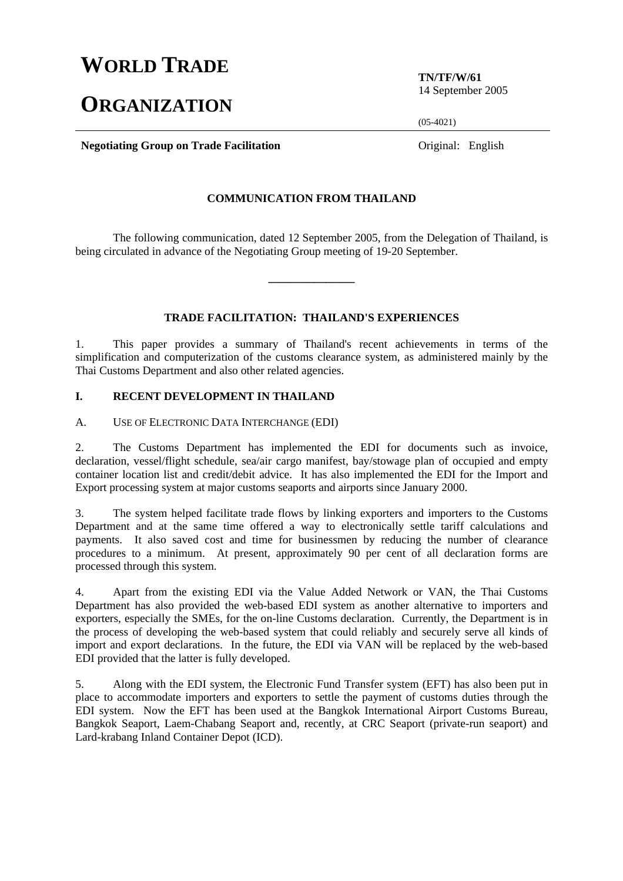# WORLD TRADE ORGANIZATION

**TN/TF/W/61**
14 September 2005

(05-4021)

**Negotiating Group on Trade Facilitation**

Original: English

## COMMUNICATION FROM THAILAND

The following communication, dated 12 September 2005, from the Delegation of Thailand, is being circulated in advance of the Negotiating Group meeting of 19-20 September.

---

## TRADE FACILITATION: THAILAND'S EXPERIENCES

1. This paper provides a summary of Thailand's recent achievements in terms of the simplification and computerization of the customs clearance system, as administered mainly by the Thai Customs Department and also other related agencies.

### I. RECENT DEVELOPMENT IN THAILAND

#### A. USE OF ELECTRONIC DATA INTERCHANGE (EDI)

2. The Customs Department has implemented the EDI for documents such as invoice, declaration, vessel/flight schedule, sea/air cargo manifest, bay/stowage plan of occupied and empty container location list and credit/debit advice. It has also implemented the EDI for the Import and Export processing system at major customs seaports and airports since January 2000.

3. The system helped facilitate trade flows by linking exporters and importers to the Customs Department and at the same time offered a way to electronically settle tariff calculations and payments. It also saved cost and time for businessmen by reducing the number of clearance procedures to a minimum. At present, approximately 90 per cent of all declaration forms are processed through this system.

4. Apart from the existing EDI via the Value Added Network or VAN, the Thai Customs Department has also provided the web-based EDI system as another alternative to importers and exporters, especially the SMEs, for the on-line Customs declaration. Currently, the Department is in the process of developing the web-based system that could reliably and securely serve all kinds of import and export declarations. In the future, the EDI via VAN will be replaced by the web-based EDI provided that the latter is fully developed.

5. Along with the EDI system, the Electronic Fund Transfer system (EFT) has also been put in place to accommodate importers and exporters to settle the payment of customs duties through the EDI system. Now the EFT has been used at the Bangkok International Airport Customs Bureau, Bangkok Seaport, Laem-Chabang Seaport and, recently, at CRC Seaport (private-run seaport) and Lard-krabang Inland Container Depot (ICD).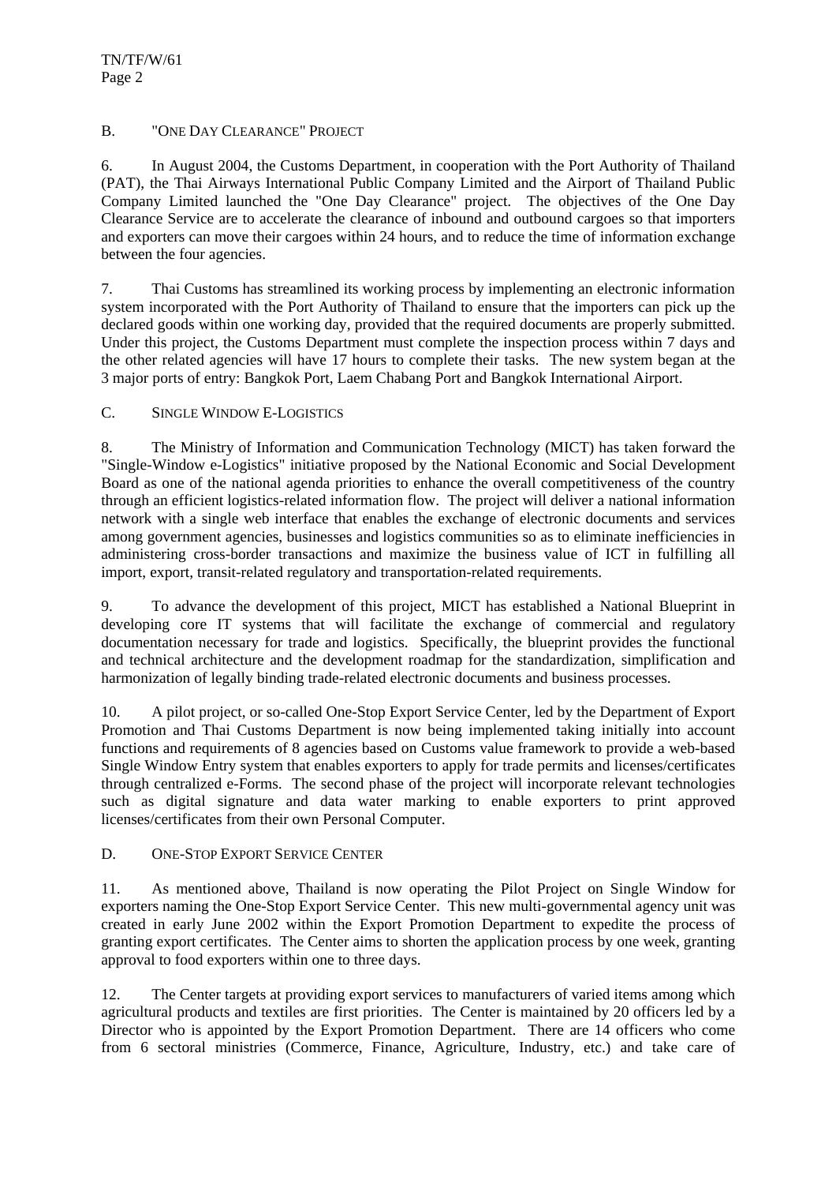## B. "ONE DAY CLEARANCE" PROJECT

6. In August 2004, the Customs Department, in cooperation with the Port Authority of Thailand (PAT), the Thai Airways International Public Company Limited and the Airport of Thailand Public Company Limited launched the "One Day Clearance" project. The objectives of the One Day Clearance Service are to accelerate the clearance of inbound and outbound cargoes so that importers and exporters can move their cargoes within 24 hours, and to reduce the time of information exchange between the four agencies.

7. Thai Customs has streamlined its working process by implementing an electronic information system incorporated with the Port Authority of Thailand to ensure that the importers can pick up the declared goods within one working day, provided that the required documents are properly submitted. Under this project, the Customs Department must complete the inspection process within 7 days and the other related agencies will have 17 hours to complete their tasks. The new system began at the 3 major ports of entry: Bangkok Port, Laem Chabang Port and Bangkok International Airport.

## C. SINGLE WINDOW E-LOGISTICS

8. The Ministry of Information and Communication Technology (MICT) has taken forward the "Single-Window e-Logistics" initiative proposed by the National Economic and Social Development Board as one of the national agenda priorities to enhance the overall competitiveness of the country through an efficient logistics-related information flow. The project will deliver a national information network with a single web interface that enables the exchange of electronic documents and services among government agencies, businesses and logistics communities so as to eliminate inefficiencies in administering cross-border transactions and maximize the business value of ICT in fulfilling all import, export, transit-related regulatory and transportation-related requirements.

9. To advance the development of this project, MICT has established a National Blueprint in developing core IT systems that will facilitate the exchange of commercial and regulatory documentation necessary for trade and logistics. Specifically, the blueprint provides the functional and technical architecture and the development roadmap for the standardization, simplification and harmonization of legally binding trade-related electronic documents and business processes.

10. A pilot project, or so-called One-Stop Export Service Center, led by the Department of Export Promotion and Thai Customs Department is now being implemented taking initially into account functions and requirements of 8 agencies based on Customs value framework to provide a web-based Single Window Entry system that enables exporters to apply for trade permits and licenses/certificates through centralized e-Forms. The second phase of the project will incorporate relevant technologies such as digital signature and data water marking to enable exporters to print approved licenses/certificates from their own Personal Computer.

## D. ONE-STOP EXPORT SERVICE CENTER

11. As mentioned above, Thailand is now operating the Pilot Project on Single Window for exporters naming the One-Stop Export Service Center. This new multi-governmental agency unit was created in early June 2002 within the Export Promotion Department to expedite the process of granting export certificates. The Center aims to shorten the application process by one week, granting approval to food exporters within one to three days.

12. The Center targets at providing export services to manufacturers of varied items among which agricultural products and textiles are first priorities. The Center is maintained by 20 officers led by a Director who is appointed by the Export Promotion Department. There are 14 officers who come from 6 sectoral ministries (Commerce, Finance, Agriculture, Industry, etc.) and take care of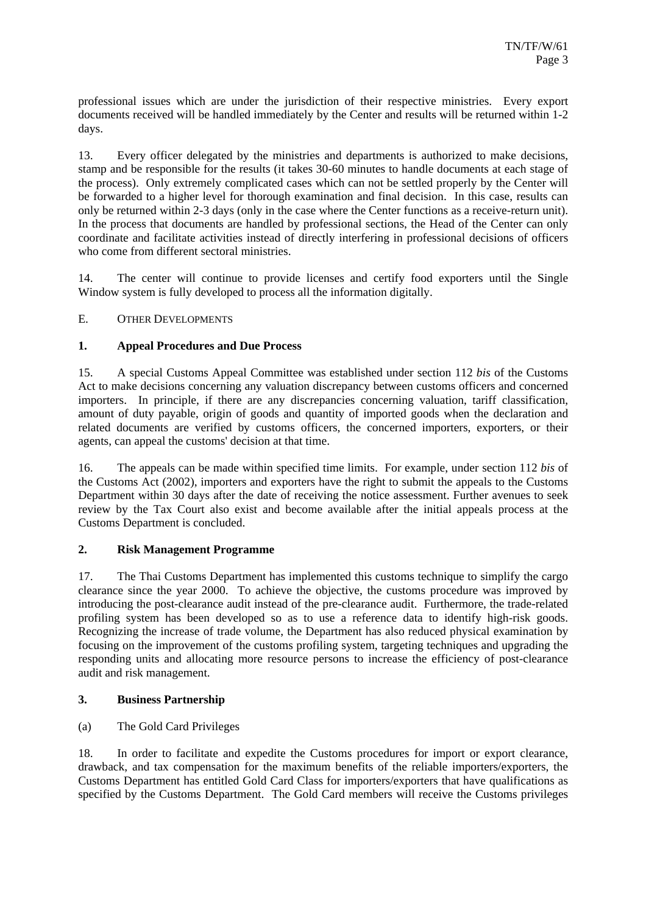professional issues which are under the jurisdiction of their respective ministries. Every export documents received will be handled immediately by the Center and results will be returned within 1-2 days.

13. Every officer delegated by the ministries and departments is authorized to make decisions, stamp and be responsible for the results (it takes 30-60 minutes to handle documents at each stage of the process). Only extremely complicated cases which can not be settled properly by the Center will be forwarded to a higher level for thorough examination and final decision. In this case, results can only be returned within 2-3 days (only in the case where the Center functions as a receive-return unit). In the process that documents are handled by professional sections, the Head of the Center can only coordinate and facilitate activities instead of directly interfering in professional decisions of officers who come from different sectoral ministries.

14. The center will continue to provide licenses and certify food exporters until the Single Window system is fully developed to process all the information digitally.

## E. Other Developments

### 1. Appeal Procedures and Due Process

15. A special Customs Appeal Committee was established under section 112 *bis* of the Customs Act to make decisions concerning any valuation discrepancy between customs officers and concerned importers. In principle, if there are any discrepancies concerning valuation, tariff classification, amount of duty payable, origin of goods and quantity of imported goods when the declaration and related documents are verified by customs officers, the concerned importers, exporters, or their agents, can appeal the customs' decision at that time.

16. The appeals can be made within specified time limits. For example, under section 112 *bis* of the Customs Act (2002), importers and exporters have the right to submit the appeals to the Customs Department within 30 days after the date of receiving the notice assessment. Further avenues to seek review by the Tax Court also exist and become available after the initial appeals process at the Customs Department is concluded.

### 2. Risk Management Programme

17. The Thai Customs Department has implemented this customs technique to simplify the cargo clearance since the year 2000. To achieve the objective, the customs procedure was improved by introducing the post-clearance audit instead of the pre-clearance audit. Furthermore, the trade-related profiling system has been developed so as to use a reference data to identify high-risk goods. Recognizing the increase of trade volume, the Department has also reduced physical examination by focusing on the improvement of the customs profiling system, targeting techniques and upgrading the responding units and allocating more resource persons to increase the efficiency of post-clearance audit and risk management.

### 3. Business Partnership

(a) The Gold Card Privileges

18. In order to facilitate and expedite the Customs procedures for import or export clearance, drawback, and tax compensation for the maximum benefits of the reliable importers/exporters, the Customs Department has entitled Gold Card Class for importers/exporters that have qualifications as specified by the Customs Department. The Gold Card members will receive the Customs privileges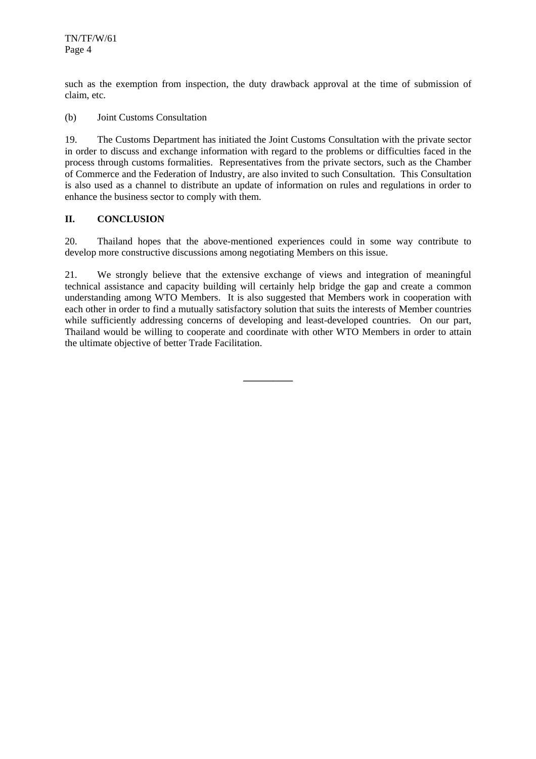such as the exemption from inspection, the duty drawback approval at the time of submission of claim, etc.

(b) Joint Customs Consultation

19. The Customs Department has initiated the Joint Customs Consultation with the private sector in order to discuss and exchange information with regard to the problems or difficulties faced in the process through customs formalities. Representatives from the private sectors, such as the Chamber of Commerce and the Federation of Industry, are also invited to such Consultation. This Consultation is also used as a channel to distribute an update of information on rules and regulations in order to enhance the business sector to comply with them.

## II. CONCLUSION

20. Thailand hopes that the above-mentioned experiences could in some way contribute to develop more constructive discussions among negotiating Members on this issue.

21. We strongly believe that the extensive exchange of views and integration of meaningful technical assistance and capacity building will certainly help bridge the gap and create a common understanding among WTO Members. It is also suggested that Members work in cooperation with each other in order to find a mutually satisfactory solution that suits the interests of Member countries while sufficiently addressing concerns of developing and least-developed countries. On our part, Thailand would be willing to cooperate and coordinate with other WTO Members in order to attain the ultimate objective of better Trade Facilitation.

__________